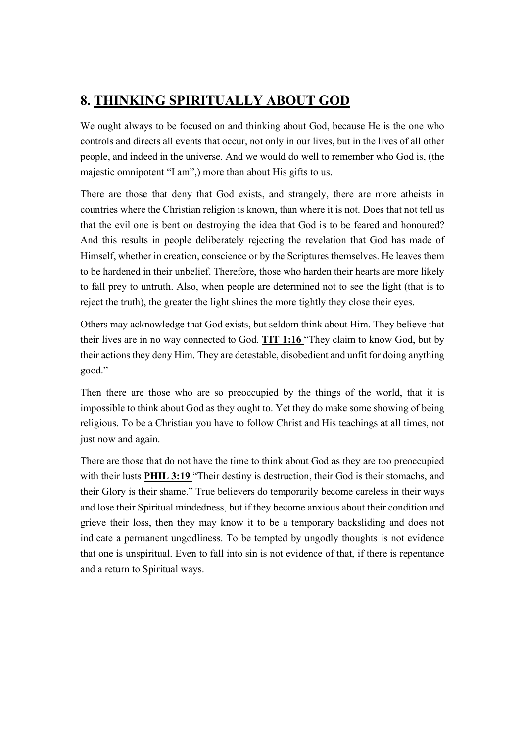## 8. <u>THINKING SPIRITUALLY ABOUT GOD</u>

We ought always to be focused on and thinking about God, because He is the one who controls and directs all events that occur, not only in our lives, but in the lives of all other people, and indeed in the universe. And we would do well to remember who God is, (the majestic omnipotent "I am",) more than about His gifts to us.

There are those that deny that God exists, and strangely, there are more atheists in countries where the Christian religion is known, than where it is not. Does that not tell us that the evil one is bent on destroying the idea that God is to be feared and honoured? And this results in people deliberately rejecting the revelation that God has made of Himself, whether in creation, conscience or by the Scriptures themselves. He leaves them to be hardened in their unbelief. Therefore, those who harden their hearts are more likely to fall prey to untruth. Also, when people are determined not to see the light (that is to reject the truth), the greater the light shines the more tightly they close their eyes.

Others may acknowledge that God exists, but seldom think about Him. They believe that their lives are in no way connected to God. **<u>TIT 1:16</u>** "They claim to know God, but by their actions they deny Him. They are detestable, disobedient and unfit for doing anything good."

Then there are those who are so preoccupied by the things of the world, that it is impossible to think about God as they ought to. Yet they do make some showing of being religious. To be a Christian you have to follow Christ and His teachings at all times, not just now and again.

There are those that do not have the time to think about God as they are too preoccupied with their lusts **<u>PHIL 3:19</u>** "Their destiny is destruction, their God is their stomachs, and their Glory is their shame." True believers do temporarily become careless in their ways and lose their Spiritual mindedness, but if they become anxious about their condition and grieve their loss, then they may know it to be a temporary backsliding and does not indicate a permanent ungodliness. To be tempted by ungodly thoughts is not evidence that one is unspiritual. Even to fall into sin is not evidence of that, if there is repentance and a return to Spiritual ways.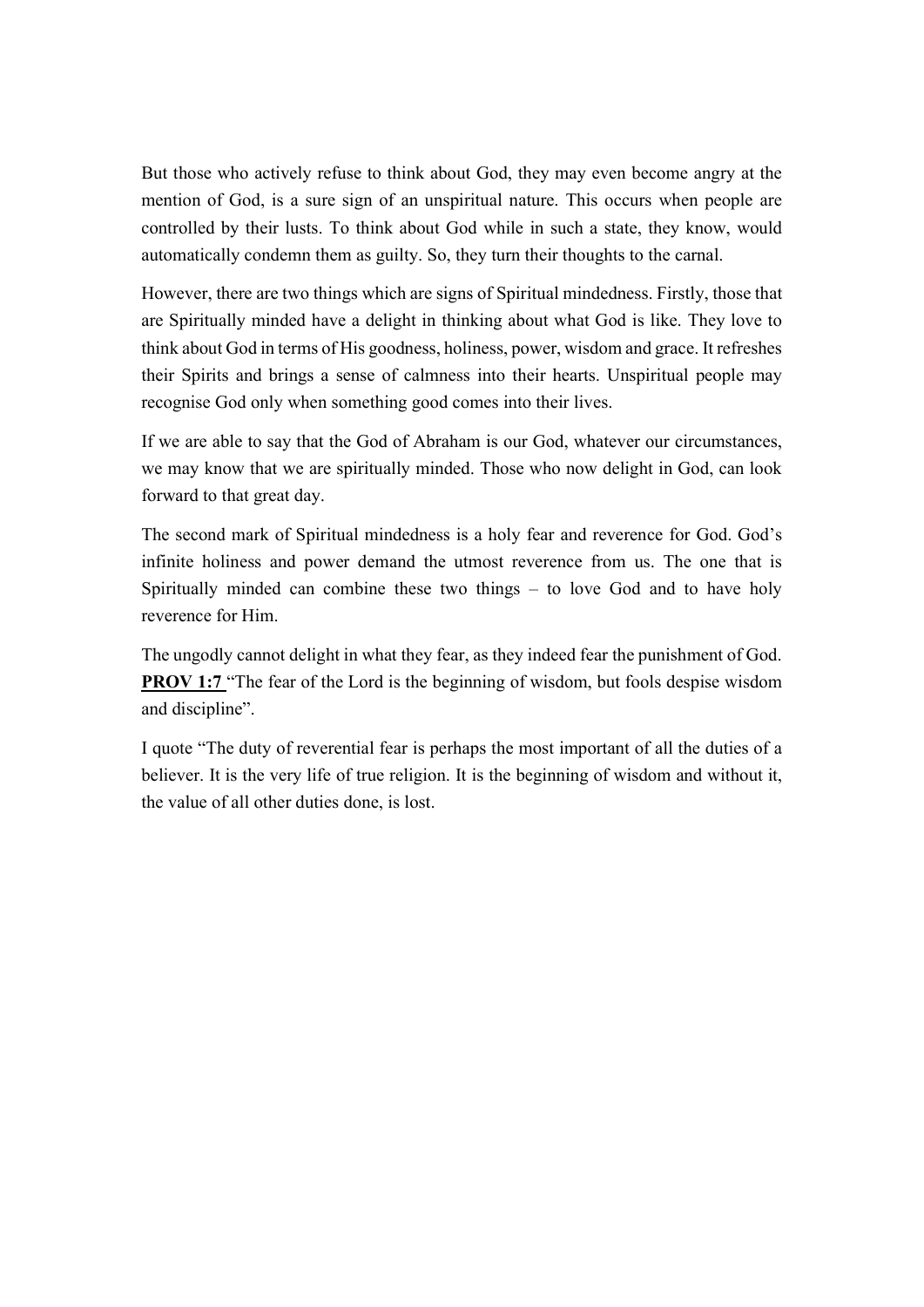But those who actively refuse to think about God, they may even become angry at the mention of God, is a sure sign of an unspiritual nature. This occurs when people are controlled by their lusts. To think about God while in such a state, they know, would automatically condemn them as guilty. So, they turn their thoughts to the carnal.

However, there are two things which are signs of Spiritual mindedness. Firstly, those that are Spiritually minded have a delight in thinking about what God is like. They love to think about God in terms of His goodness, holiness, power, wisdom and grace. It refreshes their Spirits and brings a sense of calmness into their hearts. Unspiritual people may recognise God only when something good comes into their lives.

If we are able to say that the God of Abraham is our God, whatever our circumstances, we may know that we are spiritually minded. Those who now delight in God, can look forward to that great day.

The second mark of Spiritual mindedness is a holy fear and reverence for God. God's infinite holiness and power demand the utmost reverence from us. The one that is Spiritually minded can combine these two things – to love God and to have holy reverence for Him.

The ungodly cannot delight in what they fear, as they indeed fear the punishment of God. **PROV 1:7** "The fear of the Lord is the beginning of wisdom, but fools despise wisdom and discipline".

I quote "The duty of reverential fear is perhaps the most important of all the duties of a believer. It is the very life of true religion. It is the beginning of wisdom and without it, the value of all other duties done, is lost.